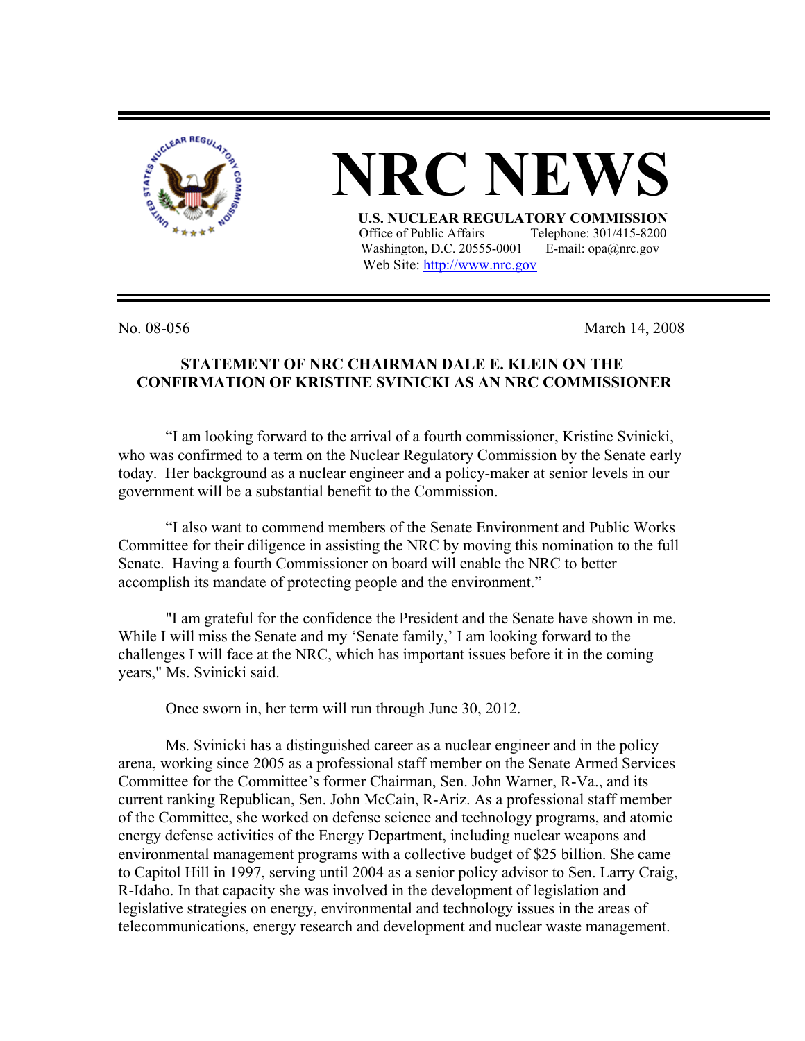# NRC NEWS

**U.S. NUCLEAR REGULATORY COMMISSION**
Office of Public Affairs Telephone: 301/415-8200
Washington, D.C. 20555-0001 E-mail: opa@nrc.gov
Web Site: http://www.nrc.gov

No. 08-056 March 14, 2008

## STATEMENT OF NRC CHAIRMAN DALE E. KLEIN ON THE CONFIRMATION OF KRISTINE SVINICKI AS AN NRC COMMISSIONER

"I am looking forward to the arrival of a fourth commissioner, Kristine Svinicki, who was confirmed to a term on the Nuclear Regulatory Commission by the Senate early today. Her background as a nuclear engineer and a policy-maker at senior levels in our government will be a substantial benefit to the Commission.

"I also want to commend members of the Senate Environment and Public Works Committee for their diligence in assisting the NRC by moving this nomination to the full Senate. Having a fourth Commissioner on board will enable the NRC to better accomplish its mandate of protecting people and the environment."

"I am grateful for the confidence the President and the Senate have shown in me. While I will miss the Senate and my 'Senate family,' I am looking forward to the challenges I will face at the NRC, which has important issues before it in the coming years," Ms. Svinicki said.

Once sworn in, her term will run through June 30, 2012.

Ms. Svinicki has a distinguished career as a nuclear engineer and in the policy arena, working since 2005 as a professional staff member on the Senate Armed Services Committee for the Committee's former Chairman, Sen. John Warner, R-Va., and its current ranking Republican, Sen. John McCain, R-Ariz. As a professional staff member of the Committee, she worked on defense science and technology programs, and atomic energy defense activities of the Energy Department, including nuclear weapons and environmental management programs with a collective budget of $25 billion. She came to Capitol Hill in 1997, serving until 2004 as a senior policy advisor to Sen. Larry Craig, R-Idaho. In that capacity she was involved in the development of legislation and legislative strategies on energy, environmental and technology issues in the areas of telecommunications, energy research and development and nuclear waste management.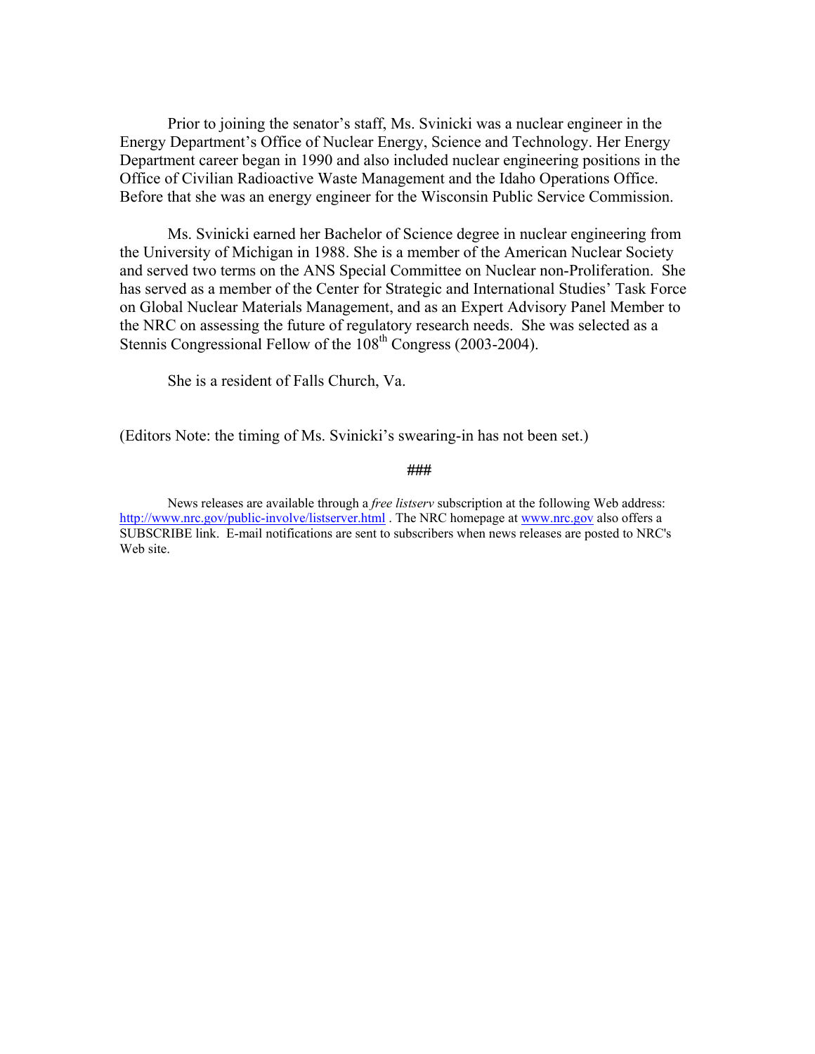Prior to joining the senator's staff, Ms. Svinicki was a nuclear engineer in the Energy Department's Office of Nuclear Energy, Science and Technology. Her Energy Department career began in 1990 and also included nuclear engineering positions in the Office of Civilian Radioactive Waste Management and the Idaho Operations Office. Before that she was an energy engineer for the Wisconsin Public Service Commission.

Ms. Svinicki earned her Bachelor of Science degree in nuclear engineering from the University of Michigan in 1988. She is a member of the American Nuclear Society and served two terms on the ANS Special Committee on Nuclear non-Proliferation. She has served as a member of the Center for Strategic and International Studies' Task Force on Global Nuclear Materials Management, and as an Expert Advisory Panel Member to the NRC on assessing the future of regulatory research needs. She was selected as a Stennis Congressional Fellow of the 108th Congress (2003-2004).

She is a resident of Falls Church, Va.

(Editors Note: the timing of Ms. Svinicki's swearing-in has not been set.)

###

News releases are available through a *free listserv* subscription at the following Web address: http://www.nrc.gov/public-involve/listserver.html . The NRC homepage at www.nrc.gov also offers a SUBSCRIBE link. E-mail notifications are sent to subscribers when news releases are posted to NRC's Web site.